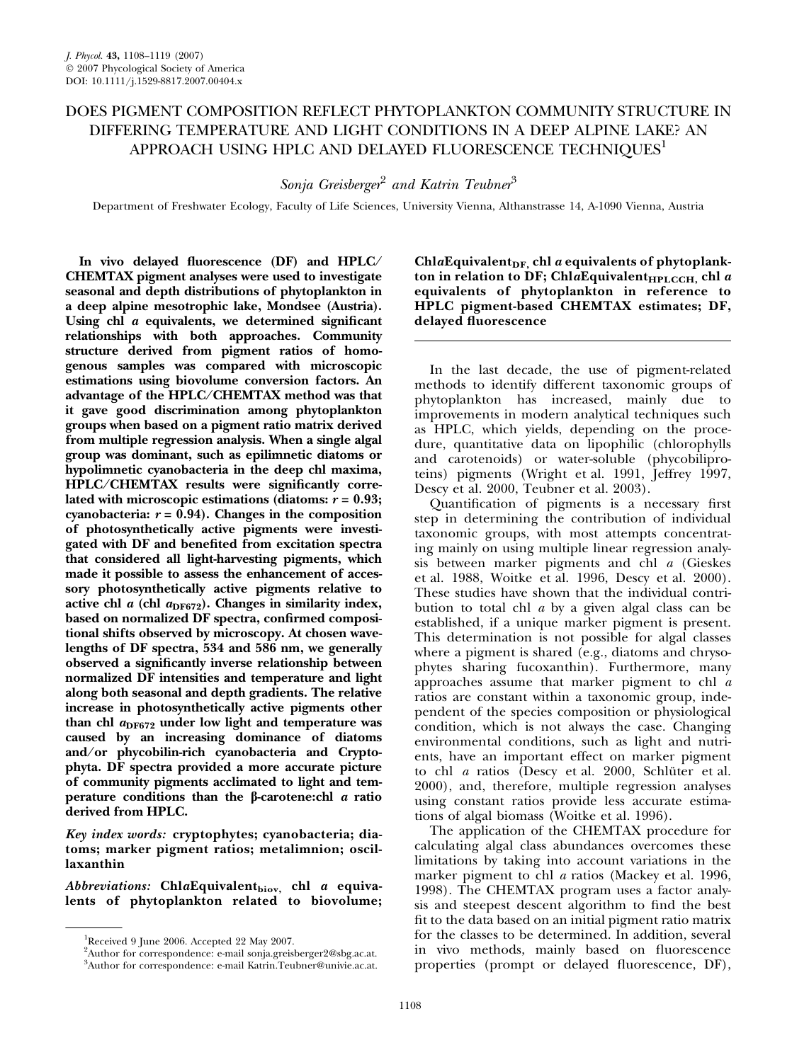# DOES PIGMENT COMPOSITION REFLECT PHYTOPLANKTON COMMUNITY STRUCTURE IN DIFFERING TEMPERATURE AND LIGHT CONDITIONS IN A DEEP ALPINE LAKE? AN APPROACH USING HPLC AND DELAYED FLUORESCENCE TECHNIQUES[1]

*Sonja Greisberger*[2] *and Katrin Teubner*[3]

Department of Freshwater Ecology, Faculty of Life Sciences, University Vienna, Althanstrasse 14, A-1090 Vienna, Austria

**In vivo delayed fluorescence (DF) and HPLC/CHEMTAX pigment analyses were used to investigate seasonal and depth distributions of phytoplankton in a deep alpine mesotrophic lake, Mondsee (Austria). Using chl *a* equivalents, we determined significant relationships with both approaches. Community structure derived from pigment ratios of homogenous samples was compared with microscopic estimations using biovolume conversion factors. An advantage of the HPLC/CHEMTAX method was that it gave good discrimination among phytoplankton groups when based on a pigment ratio matrix derived from multiple regression analysis. When a single algal group was dominant, such as epilimnetic diatoms or hypolimnetic cyanobacteria in the deep chl maxima, HPLC/CHEMTAX results were significantly correlated with microscopic estimations (diatoms: $r = 0.93$; cyanobacteria: $r = 0.94$). Changes in the composition of photosynthetically active pigments were investigated with DF and benefited from excitation spectra that considered all light-harvesting pigments, which made it possible to assess the enhancement of accessory photosynthetically active pigments relative to active chl *a* (chl $a_{DF672}$). Changes in similarity index, based on normalized DF spectra, confirmed compositional shifts observed by microscopy. At chosen wavelengths of DF spectra, 534 and 586 nm, we generally observed a significantly inverse relationship between normalized DF intensities and temperature and light along both seasonal and depth gradients. The relative increase in photosynthetically active pigments other than chl $a_{DF672}$ under low light and temperature was caused by an increasing dominance of diatoms and/or phycobilin-rich cyanobacteria and Cryptophyta. DF spectra provided a more accurate picture of community pigments acclimated to light and temperature conditions than the β-carotene:chl *a* ratio derived from HPLC.**

***Key index words:*** **cryptophytes; cyanobacteria; diatoms; marker pigment ratios; metalimnion; oscillaxanthin**

***Abbreviations:*** **ChlaEquivalent$_{biov}$, chl *a* equivalents of phytoplankton related to biovolume; ChlaEquivalent$_{DF}$, chl *a* equivalents of phytoplankton in relation to DF; ChlaEquivalent$_{HPLCCH}$, chl *a* equivalents of phytoplankton in reference to HPLC pigment-based CHEMTAX estimates; DF, delayed fluorescence**

In the last decade, the use of pigment-related methods to identify different taxonomic groups of phytoplankton has increased, mainly due to improvements in modern analytical techniques such as HPLC, which yields, depending on the procedure, quantitative data on lipophilic (chlorophylls and carotenoids) or water-soluble (phycobiliproteins) pigments (Wright et al. 1991, Jeffrey 1997, Descy et al. 2000, Teubner et al. 2003).

Quantification of pigments is a necessary first step in determining the contribution of individual taxonomic groups, with most attempts concentrating mainly on using multiple linear regression analysis between marker pigments and chl *a* (Gieskes et al. 1988, Woitke et al. 1996, Descy et al. 2000). These studies have shown that the individual contribution to total chl *a* by a given algal class can be established, if a unique marker pigment is present. This determination is not possible for algal classes where a pigment is shared (e.g., diatoms and chrysophytes sharing fucoxanthin). Furthermore, many approaches assume that marker pigment to chl *a* ratios are constant within a taxonomic group, independent of the species composition or physiological condition, which is not always the case. Changing environmental conditions, such as light and nutrients, have an important effect on marker pigment to chl *a* ratios (Descy et al. 2000, Schlüter et al. 2000), and, therefore, multiple regression analyses using constant ratios provide less accurate estimations of algal biomass (Woitke et al. 1996).

The application of the CHEMTAX procedure for calculating algal class abundances overcomes these limitations by taking into account variations in the marker pigment to chl *a* ratios (Mackey et al. 1996, 1998). The CHEMTAX program uses a factor analysis and steepest descent algorithm to find the best fit to the data based on an initial pigment ratio matrix for the classes to be determined. In addition, several in vivo methods, mainly based on fluorescence properties (prompt or delayed fluorescence, DF),

[1]Received 9 June 2006. Accepted 22 May 2007.
[2]Author for correspondence: e-mail sonja.greisberger2@sbg.ac.at.
[3]Author for correspondence: e-mail Katrin.Teubner@univie.ac.at.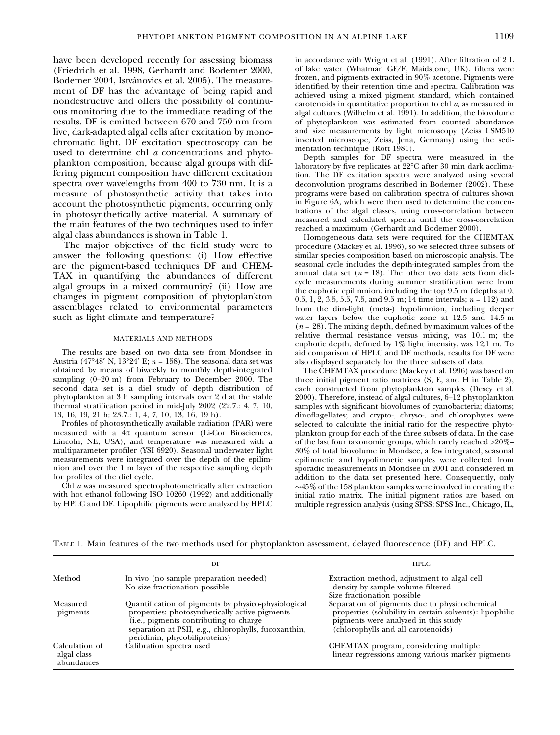have been developed recently for assessing biomass (Friedrich et al. 1998, Gerhardt and Bodemer 2000, Bodemer 2004, Istvánovics et al. 2005). The measurement of DF has the advantage of being rapid and nondestructive and offers the possibility of continuous monitoring due to the immediate reading of the results. DF is emitted between 670 and 750 nm from live, dark-adapted algal cells after excitation by monochromatic light. DF excitation spectroscopy can be used to determine chl *a* concentrations and phytoplankton composition, because algal groups with differing pigment composition have different excitation spectra over wavelengths from 400 to 730 nm. It is a measure of photosynthetic activity that takes into account the photosynthetic pigments, occurring only in photosynthetically active material. A summary of the main features of the two techniques used to infer algal class abundances is shown in Table 1.

The major objectives of the field study were to answer the following questions: (i) How effective are the pigment-based techniques DF and CHEMTAX in quantifying the abundances of different algal groups in a mixed community? (ii) How are changes in pigment composition of phytoplankton assemblages related to environmental parameters such as light climate and temperature?

## MATERIALS AND METHODS

The results are based on two data sets from Mondsee in Austria (47°48′ N, 13°24′ E; $n = 158$). The seasonal data set was obtained by means of biweekly to monthly depth-integrated sampling (0–20 m) from February to December 2000. The second data set is a diel study of depth distribution of phytoplankton at 3 h sampling intervals over 2 d at the stable thermal stratification period in mid-July 2002 (22.7.: 4, 7, 10, 13, 16, 19, 21 h; 23.7.: 1, 4, 7, 10, 13, 16, 19 h).

Profiles of photosynthetically available radiation (PAR) were measured with a 4π quantum sensor (Li-Cor Biosciences, Lincoln, NE, USA), and temperature was measured with a multiparameter profiler (YSI 6920). Seasonal underwater light measurements were integrated over the depth of the epilimnion and over the 1 m layer of the respective sampling depth for profiles of the diel cycle.

Chl *a* was measured spectrophotometrically after extraction with hot ethanol following ISO 10260 (1992) and additionally by HPLC and DF. Lipophilic pigments were analyzed by HPLC in accordance with Wright et al. (1991). After filtration of 2 L of lake water (Whatman GF/F, Maidstone, UK), filters were frozen, and pigments extracted in 90% acetone. Pigments were identified by their retention time and spectra. Calibration was achieved using a mixed pigment standard, which contained carotenoids in quantitative proportion to chl *a*, as measured in algal cultures (Wilhelm et al. 1991). In addition, the biovolume of phytoplankton was estimated from counted abundance and size measurements by light microscopy (Zeiss LSM510 inverted microscope, Zeiss, Jena, Germany) using the sedimentation technique (Rott 1981).

Depth samples for DF spectra were measured in the laboratory by five replicates at 22°C after 30 min dark acclimation. The DF excitation spectra were analyzed using several deconvolution programs described in Bodemer (2002). These programs were based on calibration spectra of cultures shown in Figure 6A, which were then used to determine the concentrations of the algal classes, using cross-correlation between measured and calculated spectra until the cross-correlation reached a maximum (Gerhardt and Bodemer 2000).

Homogeneous data sets were required for the CHEMTAX procedure (Mackey et al. 1996), so we selected three subsets of similar species composition based on microscopic analysis. The seasonal cycle includes the depth-integrated samples from the annual data set ($n = 18$). The other two data sets from diel-cycle measurements during summer stratification were from the euphotic epilimnion, including the top 9.5 m (depths at 0, 0.5, 1, 2, 3.5, 5.5, 7.5, and 9.5 m; 14 time intervals; $n = 112$) and from the dim-light (meta-) hypolimnion, including deeper water layers below the euphotic zone at 12.5 and 14.5 m ($n = 28$). The mixing depth, defined by maximum values of the relative thermal resistance versus mixing, was 10.1 m; the euphotic depth, defined by 1% light intensity, was 12.1 m. To aid comparison of HPLC and DF methods, results for DF were also displayed separately for the three subsets of data.

The CHEMTAX procedure (Mackey et al. 1996) was based on three initial pigment ratio matrices (S, E, and H in Table 2), each constructed from phytoplankton samples (Descy et al. 2000). Therefore, instead of algal cultures, 6–12 phytoplankton samples with significant biovolumes of cyanobacteria; diatoms; dinoflagellates; and crypto-, chryso-, and chlorophytes were selected to calculate the initial ratio for the respective phytoplankton group for each of the three subsets of data. In the case of the last four taxonomic groups, which rarely reached >20%–30% of total biovolume in Mondsee, a few integrated, seasonal epilimnetic and hypolimnetic samples were collected from sporadic measurements in Mondsee in 2001 and considered in addition to the data set presented here. Consequently, only ~45% of the 158 plankton samples were involved in creating the initial ratio matrix. The initial pigment ratios are based on multiple regression analysis (using SPSS; SPSS Inc., Chicago, IL,

Table 1. Main features of the two methods used for phytoplankton assessment, delayed fluorescence (DF) and HPLC.

| | DF | HPLC |
|---|---|---|
| Method | In vivo (no sample preparation needed)<br>No size fractionation possible | Extraction method, adjustment to algal cell density by sample volume filtered<br>Size fractionation possible |
| Measured pigments | Quantification of pigments by physico-physiological properties: photosynthetically active pigments (i.e., pigments contributing to charge separation at PSII, e.g., chlorophylls, fucoxanthin, peridinin, phycobiliproteins) | Separation of pigments due to physicochemical properties (solubility in certain solvents): lipophilic pigments were analyzed in this study (chlorophylls and all carotenoids) |
| Calculation of algal class abundances | Calibration spectra used | CHEMTAX program, considering multiple linear regressions among various marker pigments |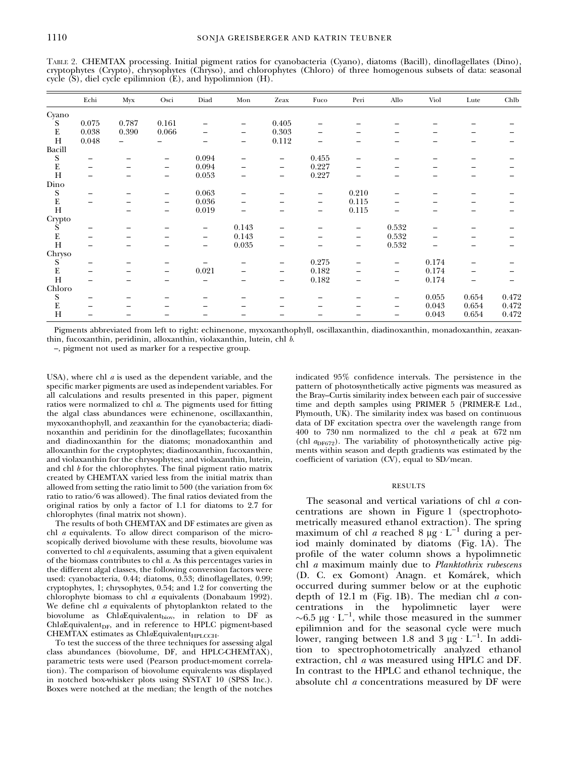Table 2. CHEMTAX processing. Initial pigment ratios for cyanobacteria (Cyano), diatoms (Bacill), dinoflagellates (Dino), cryptophytes (Crypto), chrysophytes (Chryso), and chlorophytes (Chloro) of three homogenous subsets of data: seasonal cycle (S), diel cycle epilimnion (E), and hypolimnion (H).

| | Echi | Myx | Osci | Diad | Mon | Zeax | Fuco | Peri | Allo | Viol | Lute | Chlb |
|---|---|---|---|---|---|---|---|---|---|---|---|---|
| Cyano | | | | | | | | | | | | |
| S | 0.075 | 0.787 | 0.161 | – | – | 0.405 | – | – | – | – | – | – |
| E | 0.038 | 0.390 | 0.066 | – | – | 0.303 | – | – | – | – | – | – |
| H | 0.048 | – | – | – | – | 0.112 | – | – | – | – | – | – |
| Bacill | | | | | | | | | | | | |
| S | – | – | – | 0.094 | – | – | 0.455 | – | – | – | – | – |
| E | – | – | – | 0.094 | – | – | 0.227 | – | – | – | – | – |
| H | – | – | – | 0.053 | – | – | 0.227 | – | – | – | – | – |
| Dino | | | | | | | | | | | | |
| S | – | – | – | 0.063 | – | – | – | 0.210 | – | – | – | – |
| E | – | – | – | 0.036 | – | – | – | 0.115 | – | – | – | – |
| H | | – | – | 0.019 | – | – | – | 0.115 | – | – | – | – |
| Crypto | | | | | | | | | | | | |
| S | – | – | – | – | 0.143 | – | – | – | 0.532 | – | – | – |
| E | – | – | – | – | 0.143 | – | – | – | 0.532 | – | – | – |
| H | – | – | – | – | 0.035 | – | – | – | 0.532 | – | – | – |
| Chryso | | | | | | | | | | | | |
| S | – | – | – | – | – | – | 0.275 | – | – | 0.174 | – | – |
| E | – | – | – | 0.021 | – | – | 0.182 | – | – | 0.174 | – | – |
| H | – | – | – | – | – | – | 0.182 | – | – | 0.174 | – | – |
| Chloro | | | | | | | | | | | | |
| S | – | – | – | – | – | – | – | – | – | 0.055 | 0.654 | 0.472 |
| E | – | – | – | – | – | – | – | – | – | 0.043 | 0.654 | 0.472 |
| H | – | – | – | – | – | – | – | – | – | 0.043 | 0.654 | 0.472 |

Pigments abbreviated from left to right: echinenone, myxoxanthophyll, oscillaxanthin, diadinoxanthin, monadoxanthin, zeaxanthin, fucoxanthin, peridinin, alloxanthin, violaxanthin, lutein, chl *b*.

–, pigment not used as marker for a respective group.

USA), where chl *a* is used as the dependent variable, and the specific marker pigments are used as independent variables. For all calculations and results presented in this paper, pigment ratios were normalized to chl *a*. The pigments used for fitting the algal class abundances were echinenone, oscillaxanthin, myxoxanthophyll, and zeaxanthin for the cyanobacteria; diadinoxanthin and peridinin for the dinoflagellates; fucoxanthin and diadinoxanthin for the diatoms; monadoxanthin and alloxanthin for the cryptophytes; diadinoxanthin, fucoxanthin, and violaxanthin for the chrysophytes; and violaxanthin, lutein, and chl *b* for the chlorophytes. The final pigment ratio matrix created by CHEMTAX varied less from the initial matrix than allowed from setting the ratio limit to 500 (the variation from 6× ratio to ratio/6 was allowed). The final ratios deviated from the original ratios by only a factor of 1.1 for diatoms to 2.7 for chlorophytes (final matrix not shown).

The results of both CHEMTAX and DF estimates are given as chl *a* equivalents. To allow direct comparison of the microscopically derived biovolume with these results, biovolume was converted to chl *a* equivalents, assuming that a given equivalent of the biomass contributes to chl *a*. As this percentages varies in the different algal classes, the following conversion factors were used: cyanobacteria, 0.44; diatoms, 0.53; dinoflagellates, 0.99; cryptophytes, 1; chrysophytes, 0.54; and 1.2 for converting the chlorophyte biomass to chl *a* equivalents (Donabaum 1992). We define chl *a* equivalents of phytoplankton related to the biovolume as $\text{Chl}a\text{Equivalent}_{\text{biov}}$, in relation to DF as $\text{Chl}a\text{Equivalent}_{\text{DF}}$, and in reference to HPLC pigment-based CHEMTAX estimates as $\text{Chl}a\text{Equivalent}_{\text{HPLCCH}}$.

To test the success of the three techniques for assessing algal class abundances (biovolume, DF, and HPLC-CHEMTAX), parametric tests were used (Pearson product-moment correlation). The comparison of biovolume equivalents was displayed in notched box-whisker plots using SYSTAT 10 (SPSS Inc.). Boxes were notched at the median; the length of the notches indicated 95% confidence intervals. The persistence in the pattern of photosynthetically active pigments was measured as the Bray–Curtis similarity index between each pair of successive time and depth samples using PRIMER 5 (PRIMER-E Ltd., Plymouth, UK). The similarity index was based on continuous data of DF excitation spectra over the wavelength range from 400 to 730 nm normalized to the chl *a* peak at 672 nm (chl $a_{\text{DF672}}$). The variability of photosynthetically active pigments within season and depth gradients was estimated by the coefficient of variation (CV), equal to SD/mean.

## RESULTS

The seasonal and vertical variations of chl *a* concentrations are shown in Figure 1 (spectrophotometrically measured ethanol extraction). The spring maximum of chl *a* reached 8 $\mu g \cdot L^{-1}$ during a period mainly dominated by diatoms (Fig. 1A). The profile of the water column shows a hypolimnetic chl *a* maximum mainly due to *Planktothrix rubescens* (D. C. ex Gomont) Anagn. et Komárek, which occurred during summer below or at the euphotic depth of 12.1 m (Fig. 1B). The median chl *a* concentrations in the hypolimnetic layer were ~6.5 $\mu g \cdot L^{-1}$, while those measured in the summer epilimnion and for the seasonal cycle were much lower, ranging between 1.8 and 3 $\mu g \cdot L^{-1}$. In addition to spectrophotometrically analyzed ethanol extraction, chl *a* was measured using HPLC and DF. In contrast to the HPLC and ethanol technique, the absolute chl *a* concentrations measured by DF were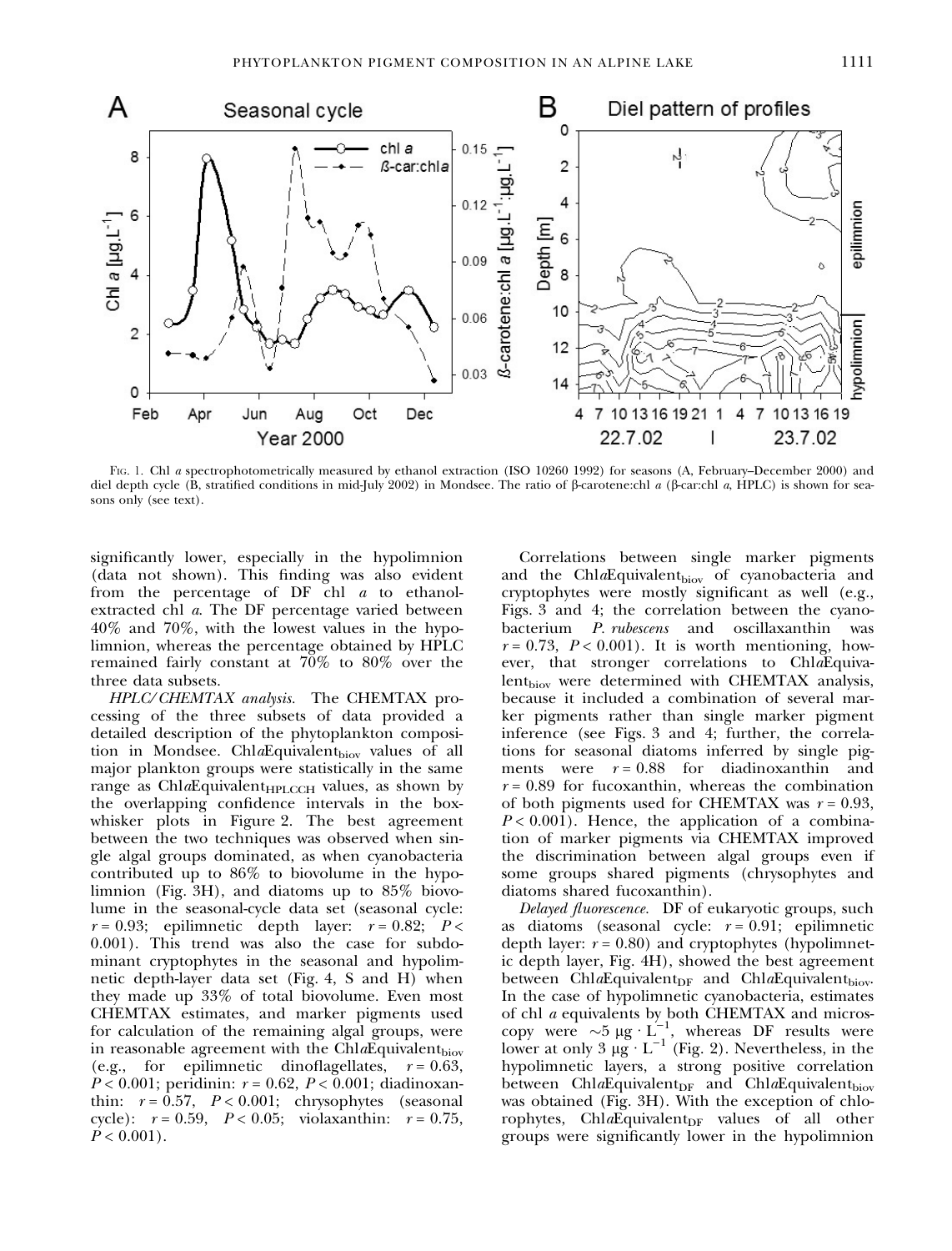FIG. 1. Chl *a* spectrophotometrically measured by ethanol extraction (ISO 10260 1992) for seasons (A, February–December 2000) and diel depth cycle (B, stratified conditions in mid-July 2002) in Mondsee. The ratio of β-carotene:chl *a* (β-car:chl *a*, HPLC) is shown for seasons only (see text).

significantly lower, especially in the hypolimnion (data not shown). This finding was also evident from the percentage of DF chl *a* to ethanol-extracted chl *a*. The DF percentage varied between 40% and 70%, with the lowest values in the hypolimnion, whereas the percentage obtained by HPLC remained fairly constant at 70% to 80% over the three data subsets.

*HPLC/CHEMTAX analysis.* The CHEMTAX processing of the three subsets of data provided a detailed description of the phytoplankton composition in Mondsee. Chl*a*Equivalent$_{biov}$ values of all major plankton groups were statistically in the same range as Chl*a*Equivalent$_{HPLCCH}$ values, as shown by the overlapping confidence intervals in the box-whisker plots in Figure 2. The best agreement between the two techniques was observed when single algal groups dominated, as when cyanobacteria contributed up to 86% to biovolume in the hypolimnion (Fig. 3H), and diatoms up to 85% biovolume in the seasonal-cycle data set (seasonal cycle: $r = 0.93$; epilimnetic depth layer: $r = 0.82$; $P < 0.001$). This trend was also the case for subdominant cryptophytes in the seasonal and hypolimnetic depth-layer data set (Fig. 4, S and H) when they made up 33% of total biovolume. Even most CHEMTAX estimates, and marker pigments used for calculation of the remaining algal groups, were in reasonable agreement with the Chl*a*Equivalent$_{biov}$ (e.g., for epilimnetic dinoflagellates, $r = 0.63$, $P < 0.001$; peridinin: $r = 0.62$, $P < 0.001$; diadinoxanthin: $r = 0.57$, $P < 0.001$; chrysophytes (seasonal cycle): $r = 0.59$, $P < 0.05$; violaxanthin: $r = 0.75$, $P < 0.001$).

Correlations between single marker pigments and the Chl*a*Equivalent$_{biov}$ of cyanobacteria and cryptophytes were mostly significant as well (e.g., Figs. 3 and 4; the correlation between the cyanobacterium *P. rubescens* and oscillaxanthin was $r = 0.73$, $P < 0.001$). It is worth mentioning, however, that stronger correlations to Chl*a*Equivalent$_{biov}$ were determined with CHEMTAX analysis, because it included a combination of several marker pigments rather than single marker pigment inference (see Figs. 3 and 4; further, the correlations for seasonal diatoms inferred by single pigments were $r = 0.88$ for diadinoxanthin and $r = 0.89$ for fucoxanthin, whereas the combination of both pigments used for CHEMTAX was $r = 0.93$, $P < 0.001$). Hence, the application of a combination of marker pigments via CHEMTAX improved the discrimination between algal groups even if some groups shared pigments (chrysophytes and diatoms shared fucoxanthin).

*Delayed fluorescence.* DF of eukaryotic groups, such as diatoms (seasonal cycle: $r = 0.91$; epilimnetic depth layer: $r = 0.80$) and cryptophytes (hypolimnetic depth layer, Fig. 4H), showed the best agreement between Chl*a*Equivalent$_{DF}$ and Chl*a*Equivalent$_{biov}$. In the case of hypolimnetic cyanobacteria, estimates of chl *a* equivalents by both CHEMTAX and microscopy were $\sim 5\ \mu g \cdot L^{-1}$, whereas DF results were lower at only $3\ \mu g \cdot L^{-1}$ (Fig. 2). Nevertheless, in the hypolimnetic layers, a strong positive correlation between Chl*a*Equivalent$_{DF}$ and Chl*a*Equivalent$_{biov}$ was obtained (Fig. 3H). With the exception of chlorophytes, Chl*a*Equivalent$_{DF}$ values of all other groups were significantly lower in the hypolimnion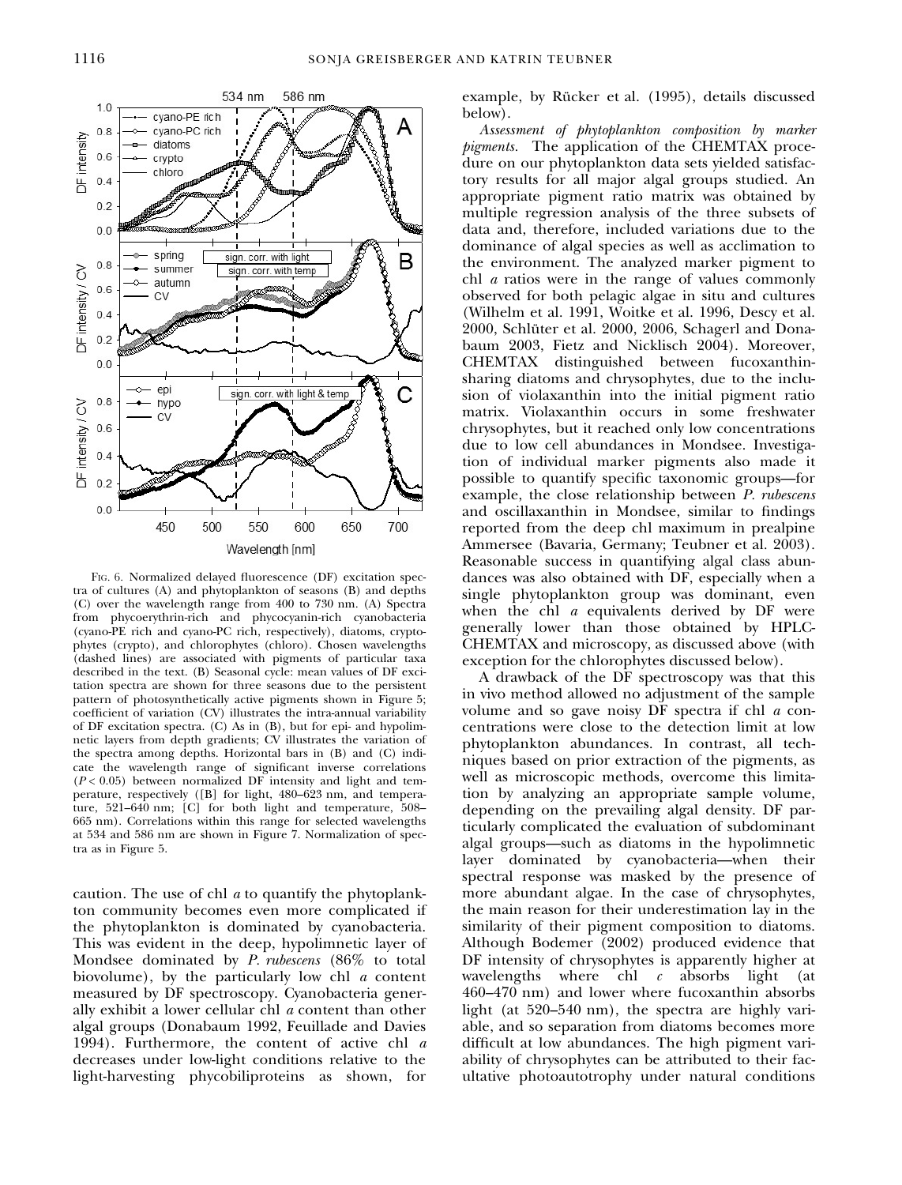FIG. 6. Normalized delayed fluorescence (DF) excitation spectra of cultures (A) and phytoplankton of seasons (B) and depths (C) over the wavelength range from 400 to 730 nm. (A) Spectra from phycoerythrin-rich and phycocyanin-rich cyanobacteria (cyano-PE rich and cyano-PC rich, respectively), diatoms, cryptophytes (crypto), and chlorophytes (chloro). Chosen wavelengths (dashed lines) are associated with pigments of particular taxa described in the text. (B) Seasonal cycle: mean values of DF excitation spectra are shown for three seasons due to the persistent pattern of photosynthetically active pigments shown in Figure 5; coefficient of variation (CV) illustrates the intra-annual variability of DF excitation spectra. (C) As in (B), but for epi- and hypolimnetic layers from depth gradients; CV illustrates the variation of the spectra among depths. Horizontal bars in (B) and (C) indicate the wavelength range of significant inverse correlations ($P < 0.05$) between normalized DF intensity and light and temperature, respectively ([B] for light, 480–623 nm, and temperature, 521–640 nm; [C] for both light and temperature, 508–665 nm). Correlations within this range for selected wavelengths at 534 and 586 nm are shown in Figure 7. Normalization of spectra as in Figure 5.

caution. The use of chl *a* to quantify the phytoplankton community becomes even more complicated if the phytoplankton is dominated by cyanobacteria. This was evident in the deep, hypolimnetic layer of Mondsee dominated by *P. rubescens* (86% to total biovolume), by the particularly low chl *a* content measured by DF spectroscopy. Cyanobacteria generally exhibit a lower cellular chl *a* content than other algal groups (Donabaum 1992, Feuillade and Davies 1994). Furthermore, the content of active chl *a* decreases under low-light conditions relative to the light-harvesting phycobiliproteins as shown, for example, by Rücker et al. (1995), details discussed below).

*Assessment of phytoplankton composition by marker pigments.* The application of the CHEMTAX procedure on our phytoplankton data sets yielded satisfactory results for all major algal groups studied. An appropriate pigment ratio matrix was obtained by multiple regression analysis of the three subsets of data and, therefore, included variations due to the dominance of algal species as well as acclimation to the environment. The analyzed marker pigment to chl *a* ratios were in the range of values commonly observed for both pelagic algae in situ and cultures (Wilhelm et al. 1991, Woitke et al. 1996, Descy et al. 2000, Schlüter et al. 2000, 2006, Schagerl and Donabaum 2003, Fietz and Nicklisch 2004). Moreover, CHEMTAX distinguished between fucoxanthin-sharing diatoms and chrysophytes, due to the inclusion of violaxanthin into the initial pigment ratio matrix. Violaxanthin occurs in some freshwater chrysophytes, but it reached only low concentrations due to low cell abundances in Mondsee. Investigation of individual marker pigments also made it possible to quantify specific taxonomic groups—for example, the close relationship between *P. rubescens* and oscillaxanthin in Mondsee, similar to findings reported from the deep chl maximum in prealpine Ammersee (Bavaria, Germany; Teubner et al. 2003). Reasonable success in quantifying algal class abundances was also obtained with DF, especially when a single phytoplankton group was dominant, even when the chl *a* equivalents derived by DF were generally lower than those obtained by HPLC-CHEMTAX and microscopy, as discussed above (with exception for the chlorophytes discussed below).

A drawback of the DF spectroscopy was that this in vivo method allowed no adjustment of the sample volume and so gave noisy DF spectra if chl *a* concentrations were close to the detection limit at low phytoplankton abundances. In contrast, all techniques based on prior extraction of the pigments, as well as microscopic methods, overcome this limitation by analyzing an appropriate sample volume, depending on the prevailing algal density. DF particularly complicated the evaluation of subdominant algal groups—such as diatoms in the hypolimnetic layer dominated by cyanobacteria—when their spectral response was masked by the presence of more abundant algae. In the case of chrysophytes, the main reason for their underestimation lay in the similarity of their pigment composition to diatoms. Although Bodemer (2002) produced evidence that DF intensity of chrysophytes is apparently higher at wavelengths where chl *c* absorbs light (at 460–470 nm) and lower where fucoxanthin absorbs light (at 520–540 nm), the spectra are highly variable, and so separation from diatoms becomes more difficult at low abundances. The high pigment variability of chrysophytes can be attributed to their facultative photoautotrophy under natural conditions